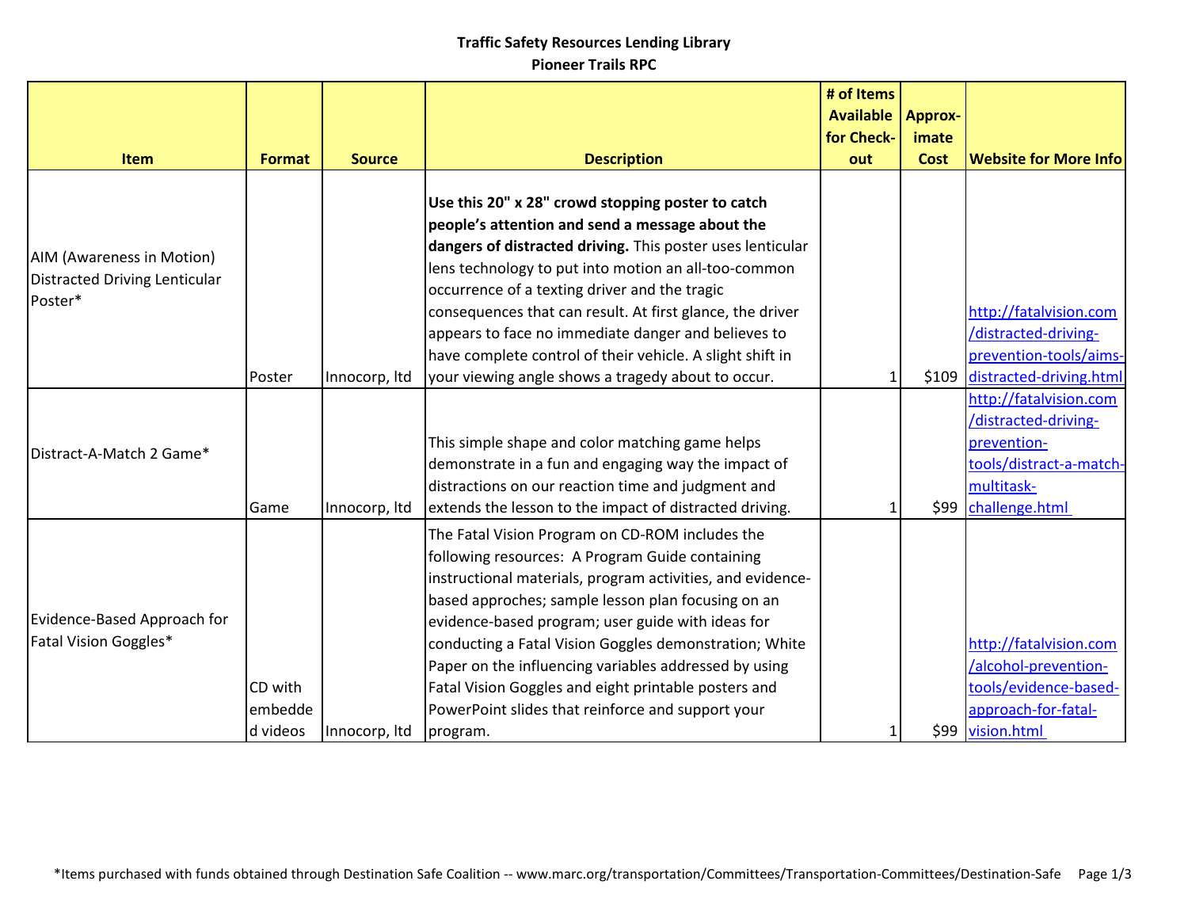**Traffic Safety Resources Lending Library**
**Pioneer Trails RPC**

| Item | Format | Source | Description | # of Items Available for Check-out | Approx-imate Cost | Website for More Info |
|---|---|---|---|---|---|---|
| AIM (Awareness in Motion) Distracted Driving Lenticular Poster* | Poster | Innocorp, ltd | **Use this 20" x 28" crowd stopping poster to catch people's attention and send a message about the dangers of distracted driving.** This poster uses lenticular lens technology to put into motion an all-too-common occurrence of a texting driver and the tragic consequences that can result. At first glance, the driver appears to face no immediate danger and believes to have complete control of their vehicle. A slight shift in your viewing angle shows a tragedy about to occur. | 1 | $109 | http://fatalvision.com/distracted-driving-prevention-tools/aims-distracted-driving.html |
| Distract-A-Match 2 Game* | Game | Innocorp, ltd | This simple shape and color matching game helps demonstrate in a fun and engaging way the impact of distractions on our reaction time and judgment and extends the lesson to the impact of distracted driving. | 1 | $99 | http://fatalvision.com/distracted-driving-prevention-tools/distract-a-match-multitask-challenge.html |
| Evidence-Based Approach for Fatal Vision Goggles* | CD with embedded videos | Innocorp, ltd | The Fatal Vision Program on CD-ROM includes the following resources: A Program Guide containing instructional materials, program activities, and evidence-based approches; sample lesson plan focusing on an evidence-based program; user guide with ideas for conducting a Fatal Vision Goggles demonstration; White Paper on the influencing variables addressed by using Fatal Vision Goggles and eight printable posters and PowerPoint slides that reinforce and support your program. | 1 | $99 | http://fatalvision.com/alcohol-prevention-tools/evidence-based-approach-for-fatal-vision.html |

*Items purchased with funds obtained through Destination Safe Coalition -- www.marc.org/transportation/Committees/Transportation-Committees/Destination-Safe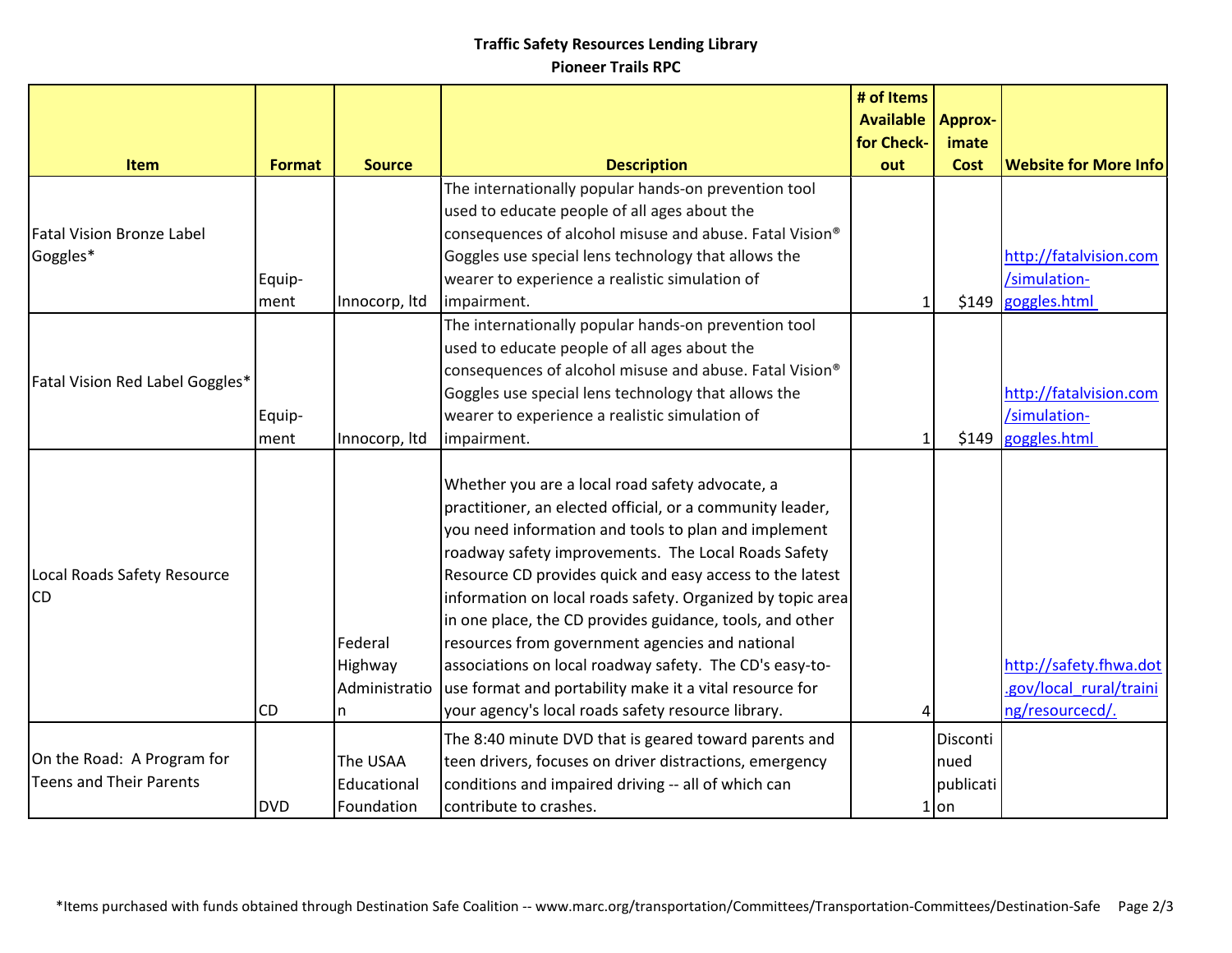**Traffic Safety Resources Lending Library**
**Pioneer Trails RPC**

| Item | Format | Source | Description | # of Items Available for Check-out | Approx-imate Cost | Website for More Info |
|---|---|---|---|---|---|---|
| Fatal Vision Bronze Label Goggles* | Equip-ment | Innocorp, ltd | The internationally popular hands-on prevention tool used to educate people of all ages about the consequences of alcohol misuse and abuse. Fatal Vision® Goggles use special lens technology that allows the wearer to experience a realistic simulation of impairment. | 1 | $149 | http://fatalvision.com/simulation-goggles.html |
| Fatal Vision Red Label Goggles* | Equip-ment | Innocorp, ltd | The internationally popular hands-on prevention tool used to educate people of all ages about the consequences of alcohol misuse and abuse. Fatal Vision® Goggles use special lens technology that allows the wearer to experience a realistic simulation of impairment. | 1 | $149 | http://fatalvision.com/simulation-goggles.html |
| Local Roads Safety Resource CD | CD | Federal Highway Administration | Whether you are a local road safety advocate, a practitioner, an elected official, or a community leader, you need information and tools to plan and implement roadway safety improvements. The Local Roads Safety Resource CD provides quick and easy access to the latest information on local roads safety. Organized by topic area in one place, the CD provides guidance, tools, and other resources from government agencies and national associations on local roadway safety. The CD's easy-to-use format and portability make it a vital resource for your agency's local roads safety resource library. | 4 | | http://safety.fhwa.dot.gov/local_rural/training/resourcecd/. |
| On the Road: A Program for Teens and Their Parents | DVD | The USAA Educational Foundation | The 8:40 minute DVD that is geared toward parents and teen drivers, focuses on driver distractions, emergency conditions and impaired driving -- all of which can contribute to crashes. | 1 | Discontinued publication | |

*Items purchased with funds obtained through Destination Safe Coalition -- www.marc.org/transportation/Committees/Transportation-Committees/Destination-Safe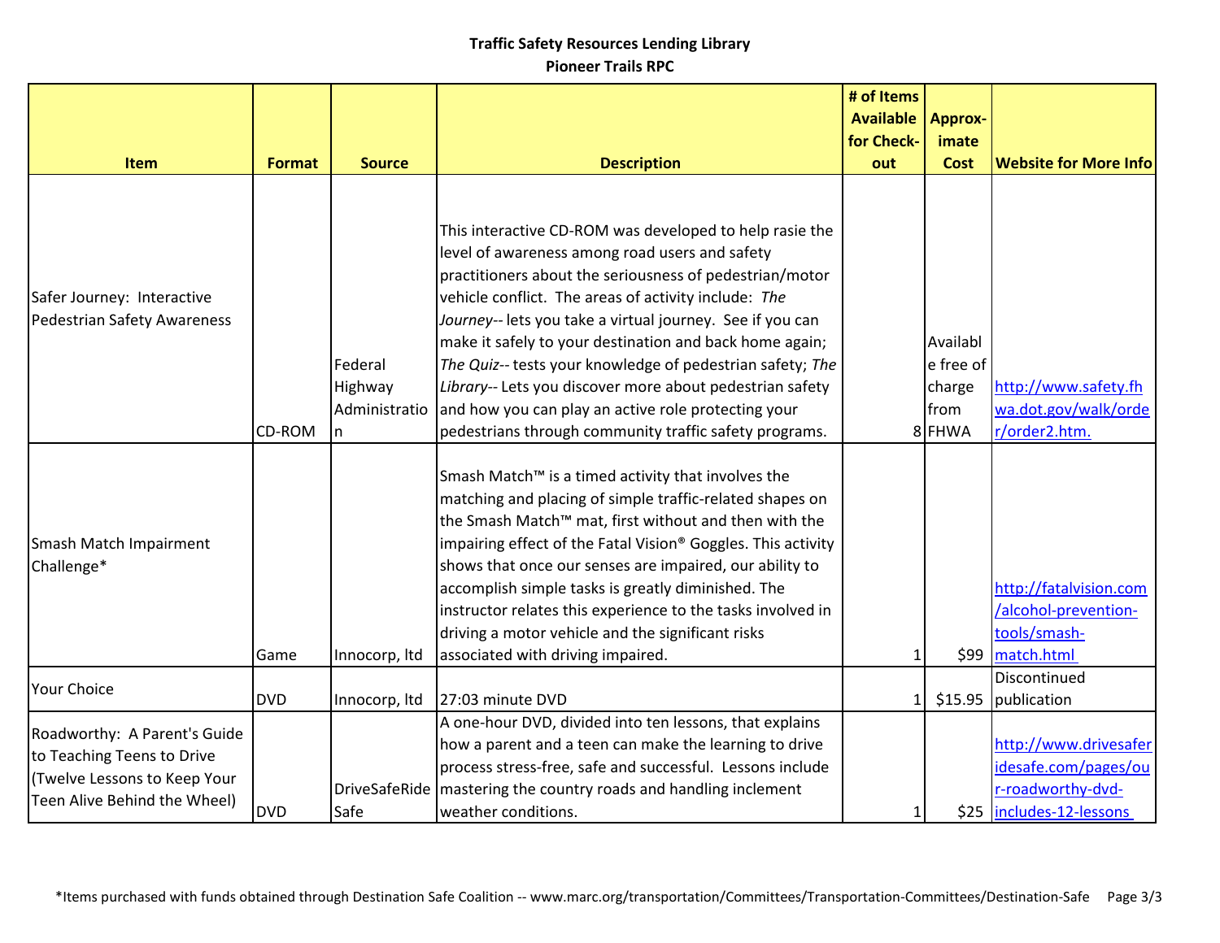**Traffic Safety Resources Lending Library**
**Pioneer Trails RPC**

| Item | Format | Source | Description | # of Items Available for Check-out | Approx-imate Cost | Website for More Info |
|---|---|---|---|---|---|---|
| Safer Journey: Interactive Pedestrian Safety Awareness | CD-ROM | Federal Highway Administration | This interactive CD-ROM was developed to help rasie the level of awareness among road users and safety practitioners about the seriousness of pedestrian/motor vehicle conflict. The areas of activity include: *The Journey*-- lets you take a virtual journey. See if you can make it safely to your destination and back home again; *The Quiz*-- tests your knowledge of pedestrian safety; *The Library*-- Lets you discover more about pedestrian safety and how you can play an active role protecting your pedestrians through community traffic safety programs. | 8 | Available free of charge from FHWA | http://www.safety.fhwa.dot.gov/walk/order/order2.htm. |
| Smash Match Impairment Challenge* | Game | Innocorp, ltd | Smash Match™ is a timed activity that involves the matching and placing of simple traffic-related shapes on the Smash Match™ mat, first without and then with the impairing effect of the Fatal Vision® Goggles. This activity shows that once our senses are impaired, our ability to accomplish simple tasks is greatly diminished. The instructor relates this experience to the tasks involved in driving a motor vehicle and the significant risks associated with driving impaired. | 1 | $99 | http://fatalvision.com/alcohol-prevention-tools/smash-match.html |
| Your Choice | DVD | Innocorp, ltd | 27:03 minute DVD | 1 | $15.95 | Discontinued publication |
| Roadworthy: A Parent's Guide to Teaching Teens to Drive (Twelve Lessons to Keep Your Teen Alive Behind the Wheel) | DVD | DriveSafeRideSafe | A one-hour DVD, divided into ten lessons, that explains how a parent and a teen can make the learning to drive process stress-free, safe and successful. Lessons include mastering the country roads and handling inclement weather conditions. | 1 | $25 | http://www.drivesaferidesafe.com/pages/our-roadworthy-dvd-includes-12-lessons |

*Items purchased with funds obtained through Destination Safe Coalition -- www.marc.org/transportation/Committees/Transportation-Committees/Destination-Safe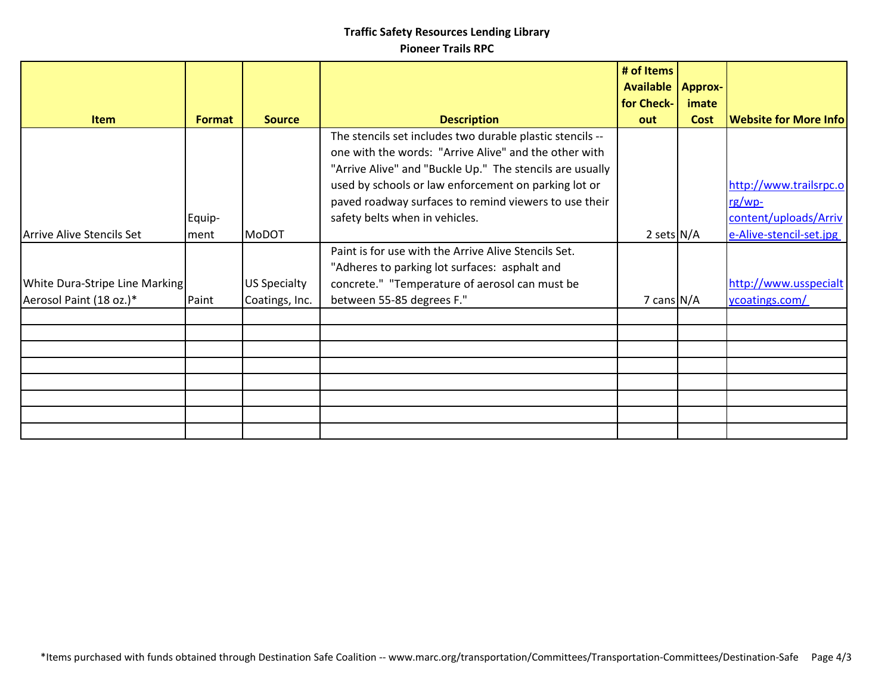**Traffic Safety Resources Lending Library**
**Pioneer Trails RPC**

| Item | Format | Source | Description | # of Items Available for Check-out | Approx-imate Cost | Website for More Info |
|---|---|---|---|---|---|---|
| Arrive Alive Stencils Set | Equip-ment | MoDOT | The stencils set includes two durable plastic stencils -- one with the words: "Arrive Alive" and the other with "Arrive Alive" and "Buckle Up." The stencils are usually used by schools or law enforcement on parking lot or paved roadway surfaces to remind viewers to use their safety belts when in vehicles. | 2 sets | N/A | http://www.trailsrpc.org/wp-content/uploads/Arrive-Alive-stencil-set.jpg |
| White Dura-Stripe Line Marking Aerosol Paint (18 oz.)* | Paint | US Specialty Coatings, Inc. | Paint is for use with the Arrive Alive Stencils Set. "Adheres to parking lot surfaces: asphalt and concrete." "Temperature of aerosol can must be between 55-85 degrees F." | 7 cans | N/A | http://www.usspecialtycoatings.com/ |
| | | | | | | |
| | | | | | | |
| | | | | | | |
| | | | | | | |
| | | | | | | |
| | | | | | | |
| | | | | | | |
| | | | | | | |

*Items purchased with funds obtained through Destination Safe Coalition -- www.marc.org/transportation/Committees/Transportation-Committees/Destination-Safe